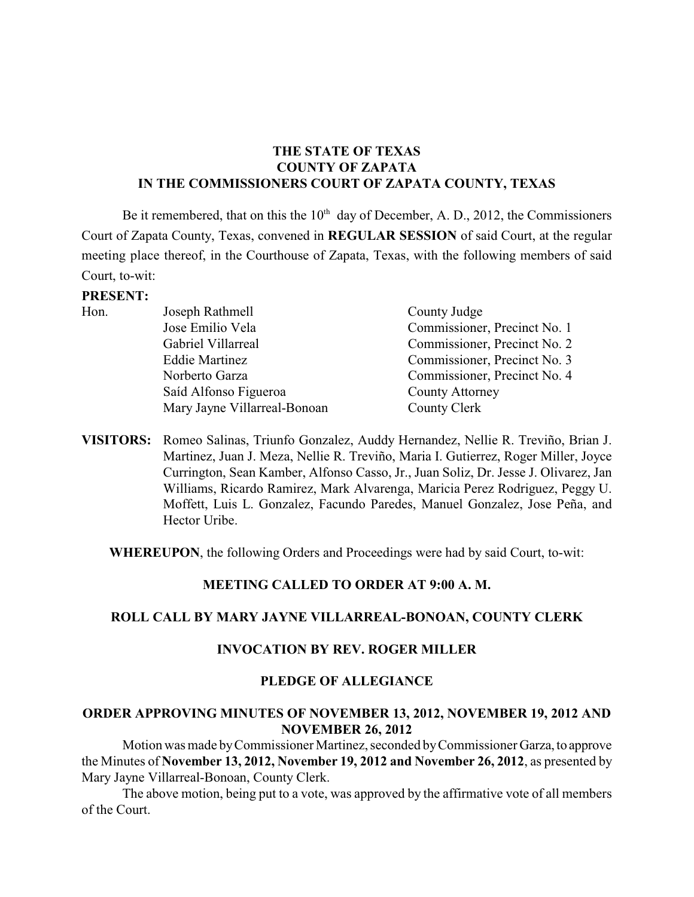# THE STATE OF TEXAS
# COUNTY OF ZAPATA
# IN THE COMMISSIONERS COURT OF ZAPATA COUNTY, TEXAS

Be it remembered, that on this the 10th day of December, A. D., 2012, the Commissioners Court of Zapata County, Texas, convened in **REGULAR SESSION** of said Court, at the regular meeting place thereof, in the Courthouse of Zapata, Texas, with the following members of said Court, to-wit:

**PRESENT:**

| Hon. | Joseph Rathmell | County Judge |
|---|---|---|
| | Jose Emilio Vela | Commissioner, Precinct No. 1 |
| | Gabriel Villarreal | Commissioner, Precinct No. 2 |
| | Eddie Martinez | Commissioner, Precinct No. 3 |
| | Norberto Garza | Commissioner, Precinct No. 4 |
| | Saíd Alfonso Figueroa | County Attorney |
| | Mary Jayne Villarreal-Bonoan | County Clerk |

**VISITORS:** Romeo Salinas, Triunfo Gonzalez, Auddy Hernandez, Nellie R. Treviño, Brian J. Martinez, Juan J. Meza, Nellie R. Treviño, Maria I. Gutierrez, Roger Miller, Joyce Currington, Sean Kamber, Alfonso Casso, Jr., Juan Soliz, Dr. Jesse J. Olivarez, Jan Williams, Ricardo Ramirez, Mark Alvarenga, Maricia Perez Rodriguez, Peggy U. Moffett, Luis L. Gonzalez, Facundo Paredes, Manuel Gonzalez, Jose Peña, and Hector Uribe.

**WHEREUPON**, the following Orders and Proceedings were had by said Court, to-wit:

## MEETING CALLED TO ORDER AT 9:00 A. M.

## ROLL CALL BY MARY JAYNE VILLARREAL-BONOAN, COUNTY CLERK

## INVOCATION BY REV. ROGER MILLER

## PLEDGE OF ALLEGIANCE

## ORDER APPROVING MINUTES OF NOVEMBER 13, 2012, NOVEMBER 19, 2012 AND NOVEMBER 26, 2012

Motion was made by Commissioner Martinez, seconded by Commissioner Garza, to approve the Minutes of **November 13, 2012, November 19, 2012 and November 26, 2012**, as presented by Mary Jayne Villarreal-Bonoan, County Clerk.

The above motion, being put to a vote, was approved by the affirmative vote of all members of the Court.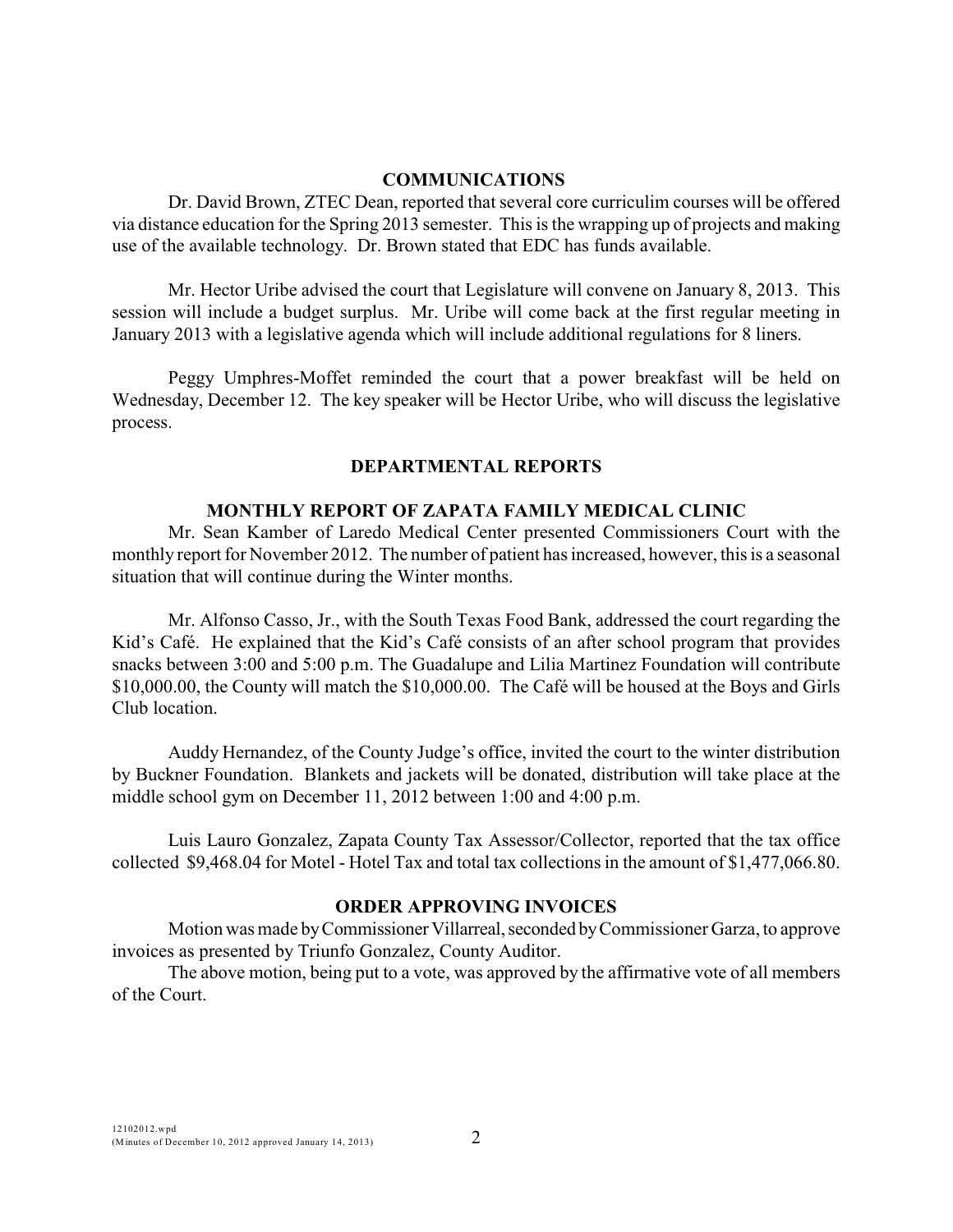## COMMUNICATIONS

Dr. David Brown, ZTEC Dean, reported that several core curriculim courses will be offered via distance education for the Spring 2013 semester. This is the wrapping up of projects and making use of the available technology. Dr. Brown stated that EDC has funds available.

Mr. Hector Uribe advised the court that Legislature will convene on January 8, 2013. This session will include a budget surplus. Mr. Uribe will come back at the first regular meeting in January 2013 with a legislative agenda which will include additional regulations for 8 liners.

Peggy Umphres-Moffet reminded the court that a power breakfast will be held on Wednesday, December 12. The key speaker will be Hector Uribe, who will discuss the legislative process.

## DEPARTMENTAL REPORTS

### MONTHLY REPORT OF ZAPATA FAMILY MEDICAL CLINIC

Mr. Sean Kamber of Laredo Medical Center presented Commissioners Court with the monthly report for November 2012. The number of patient has increased, however, this is a seasonal situation that will continue during the Winter months.

Mr. Alfonso Casso, Jr., with the South Texas Food Bank, addressed the court regarding the Kid's Café. He explained that the Kid's Café consists of an after school program that provides snacks between 3:00 and 5:00 p.m. The Guadalupe and Lilia Martinez Foundation will contribute $10,000.00, the County will match the $10,000.00. The Café will be housed at the Boys and Girls Club location.

Auddy Hernandez, of the County Judge's office, invited the court to the winter distribution by Buckner Foundation. Blankets and jackets will be donated, distribution will take place at the middle school gym on December 11, 2012 between 1:00 and 4:00 p.m.

Luis Lauro Gonzalez, Zapata County Tax Assessor/Collector, reported that the tax office collected $9,468.04 for Motel - Hotel Tax and total tax collections in the amount of $1,477,066.80.

## ORDER APPROVING INVOICES

Motion was made by Commissioner Villarreal, seconded by Commissioner Garza, to approve invoices as presented by Triunfo Gonzalez, County Auditor.

The above motion, being put to a vote, was approved by the affirmative vote of all members of the Court.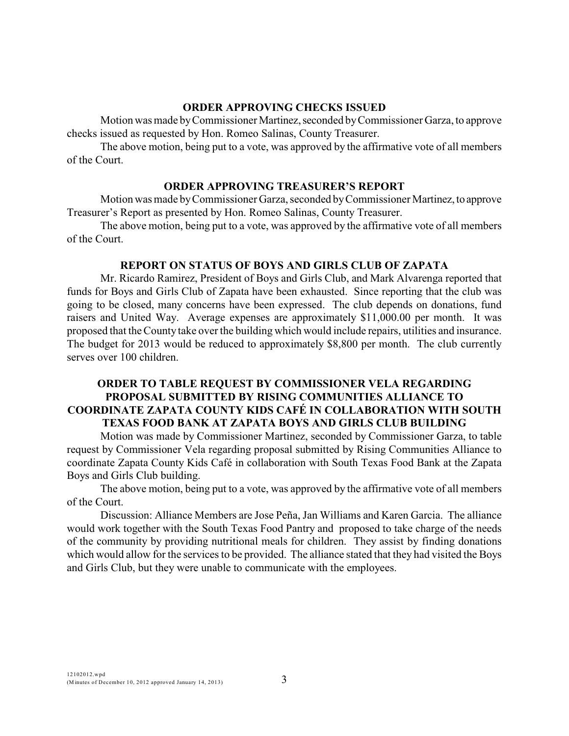## ORDER APPROVING CHECKS ISSUED

Motion was made by Commissioner Martinez, seconded by Commissioner Garza, to approve checks issued as requested by Hon. Romeo Salinas, County Treasurer.

The above motion, being put to a vote, was approved by the affirmative vote of all members of the Court.

## ORDER APPROVING TREASURER'S REPORT

Motion was made by Commissioner Garza, seconded by Commissioner Martinez, to approve Treasurer's Report as presented by Hon. Romeo Salinas, County Treasurer.

The above motion, being put to a vote, was approved by the affirmative vote of all members of the Court.

## REPORT ON STATUS OF BOYS AND GIRLS CLUB OF ZAPATA

Mr. Ricardo Ramirez, President of Boys and Girls Club, and Mark Alvarenga reported that funds for Boys and Girls Club of Zapata have been exhausted. Since reporting that the club was going to be closed, many concerns have been expressed. The club depends on donations, fund raisers and United Way. Average expenses are approximately $11,000.00 per month. It was proposed that the County take over the building which would include repairs, utilities and insurance. The budget for 2013 would be reduced to approximately $8,800 per month. The club currently serves over 100 children.

## ORDER TO TABLE REQUEST BY COMMISSIONER VELA REGARDING PROPOSAL SUBMITTED BY RISING COMMUNITIES ALLIANCE TO COORDINATE ZAPATA COUNTY KIDS CAFÉ IN COLLABORATION WITH SOUTH TEXAS FOOD BANK AT ZAPATA BOYS AND GIRLS CLUB BUILDING

Motion was made by Commissioner Martinez, seconded by Commissioner Garza, to table request by Commissioner Vela regarding proposal submitted by Rising Communities Alliance to coordinate Zapata County Kids Café in collaboration with South Texas Food Bank at the Zapata Boys and Girls Club building.

The above motion, being put to a vote, was approved by the affirmative vote of all members of the Court.

Discussion: Alliance Members are Jose Peña, Jan Williams and Karen Garcia. The alliance would work together with the South Texas Food Pantry and proposed to take charge of the needs of the community by providing nutritional meals for children. They assist by finding donations which would allow for the services to be provided. The alliance stated that they had visited the Boys and Girls Club, but they were unable to communicate with the employees.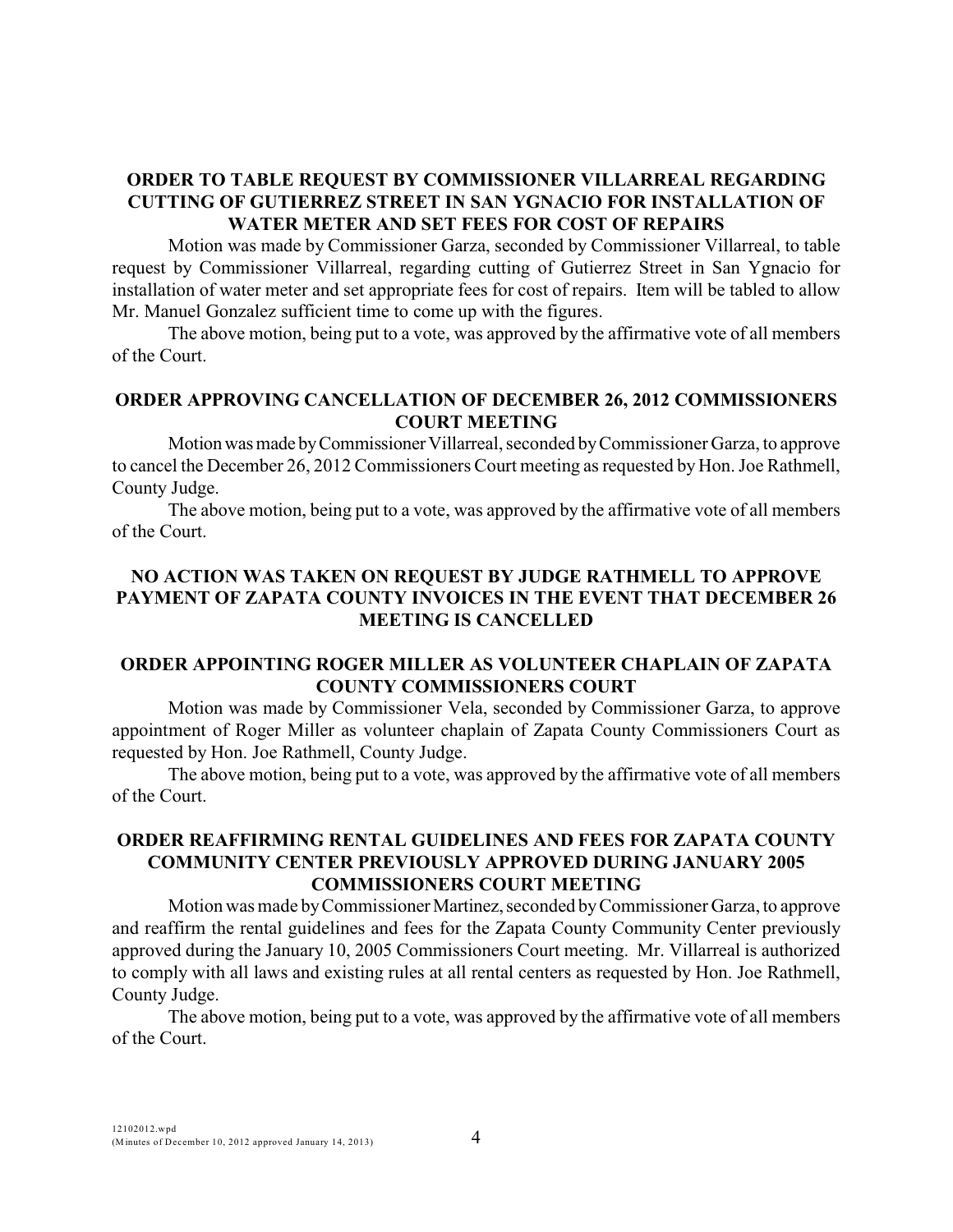**ORDER TO TABLE REQUEST BY COMMISSIONER VILLARREAL REGARDING CUTTING OF GUTIERREZ STREET IN SAN YGNACIO FOR INSTALLATION OF WATER METER AND SET FEES FOR COST OF REPAIRS**

Motion was made by Commissioner Garza, seconded by Commissioner Villarreal, to table request by Commissioner Villarreal, regarding cutting of Gutierrez Street in San Ygnacio for installation of water meter and set appropriate fees for cost of repairs. Item will be tabled to allow Mr. Manuel Gonzalez sufficient time to come up with the figures.

The above motion, being put to a vote, was approved by the affirmative vote of all members of the Court.

**ORDER APPROVING CANCELLATION OF DECEMBER 26, 2012 COMMISSIONERS COURT MEETING**

Motion was made by Commissioner Villarreal, seconded by Commissioner Garza, to approve to cancel the December 26, 2012 Commissioners Court meeting as requested by Hon. Joe Rathmell, County Judge.

The above motion, being put to a vote, was approved by the affirmative vote of all members of the Court.

**NO ACTION WAS TAKEN ON REQUEST BY JUDGE RATHMELL TO APPROVE PAYMENT OF ZAPATA COUNTY INVOICES IN THE EVENT THAT DECEMBER 26 MEETING IS CANCELLED**

**ORDER APPOINTING ROGER MILLER AS VOLUNTEER CHAPLAIN OF ZAPATA COUNTY COMMISSIONERS COURT**

Motion was made by Commissioner Vela, seconded by Commissioner Garza, to approve appointment of Roger Miller as volunteer chaplain of Zapata County Commissioners Court as requested by Hon. Joe Rathmell, County Judge.

The above motion, being put to a vote, was approved by the affirmative vote of all members of the Court.

**ORDER REAFFIRMING RENTAL GUIDELINES AND FEES FOR ZAPATA COUNTY COMMUNITY CENTER PREVIOUSLY APPROVED DURING JANUARY 2005 COMMISSIONERS COURT MEETING**

Motion was made by Commissioner Martinez, seconded by Commissioner Garza, to approve and reaffirm the rental guidelines and fees for the Zapata County Community Center previously approved during the January 10, 2005 Commissioners Court meeting. Mr. Villarreal is authorized to comply with all laws and existing rules at all rental centers as requested by Hon. Joe Rathmell, County Judge.

The above motion, being put to a vote, was approved by the affirmative vote of all members of the Court.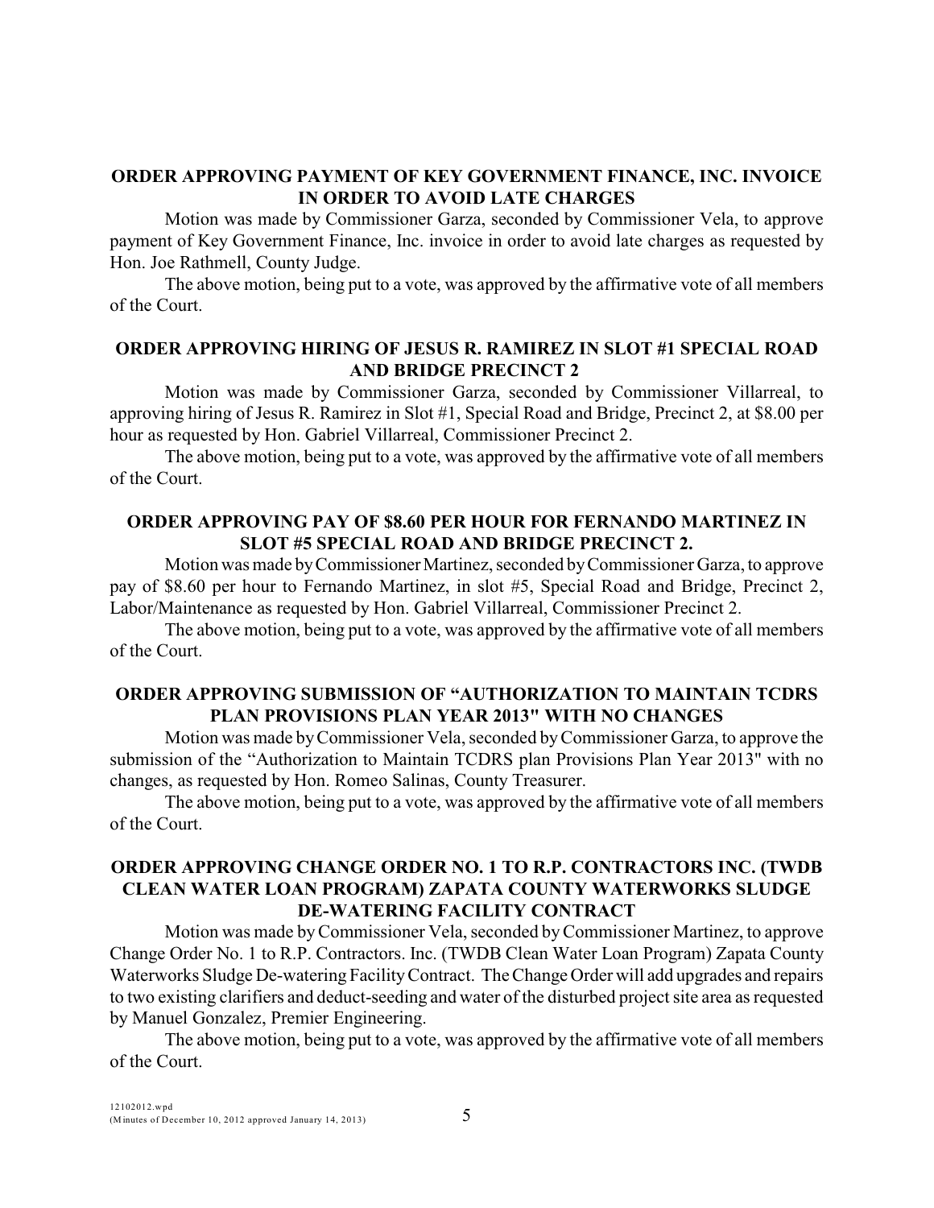## ORDER APPROVING PAYMENT OF KEY GOVERNMENT FINANCE, INC. INVOICE IN ORDER TO AVOID LATE CHARGES

Motion was made by Commissioner Garza, seconded by Commissioner Vela, to approve payment of Key Government Finance, Inc. invoice in order to avoid late charges as requested by Hon. Joe Rathmell, County Judge.

The above motion, being put to a vote, was approved by the affirmative vote of all members of the Court.

## ORDER APPROVING HIRING OF JESUS R. RAMIREZ IN SLOT #1 SPECIAL ROAD AND BRIDGE PRECINCT 2

Motion was made by Commissioner Garza, seconded by Commissioner Villarreal, to approving hiring of Jesus R. Ramirez in Slot #1, Special Road and Bridge, Precinct 2, at $8.00 per hour as requested by Hon. Gabriel Villarreal, Commissioner Precinct 2.

The above motion, being put to a vote, was approved by the affirmative vote of all members of the Court.

## ORDER APPROVING PAY OF $8.60 PER HOUR FOR FERNANDO MARTINEZ IN SLOT #5 SPECIAL ROAD AND BRIDGE PRECINCT 2.

Motion was made by Commissioner Martinez, seconded by Commissioner Garza, to approve pay of $8.60 per hour to Fernando Martinez, in slot #5, Special Road and Bridge, Precinct 2, Labor/Maintenance as requested by Hon. Gabriel Villarreal, Commissioner Precinct 2.

The above motion, being put to a vote, was approved by the affirmative vote of all members of the Court.

## ORDER APPROVING SUBMISSION OF "AUTHORIZATION TO MAINTAIN TCDRS PLAN PROVISIONS PLAN YEAR 2013" WITH NO CHANGES

Motion was made by Commissioner Vela, seconded by Commissioner Garza, to approve the submission of the "Authorization to Maintain TCDRS plan Provisions Plan Year 2013" with no changes, as requested by Hon. Romeo Salinas, County Treasurer.

The above motion, being put to a vote, was approved by the affirmative vote of all members of the Court.

## ORDER APPROVING CHANGE ORDER NO. 1 TO R.P. CONTRACTORS INC. (TWDB CLEAN WATER LOAN PROGRAM) ZAPATA COUNTY WATERWORKS SLUDGE DE-WATERING FACILITY CONTRACT

Motion was made by Commissioner Vela, seconded by Commissioner Martinez, to approve Change Order No. 1 to R.P. Contractors. Inc. (TWDB Clean Water Loan Program) Zapata County Waterworks Sludge De-watering Facility Contract. The Change Order will add upgrades and repairs to two existing clarifiers and deduct-seeding and water of the disturbed project site area as requested by Manuel Gonzalez, Premier Engineering.

The above motion, being put to a vote, was approved by the affirmative vote of all members of the Court.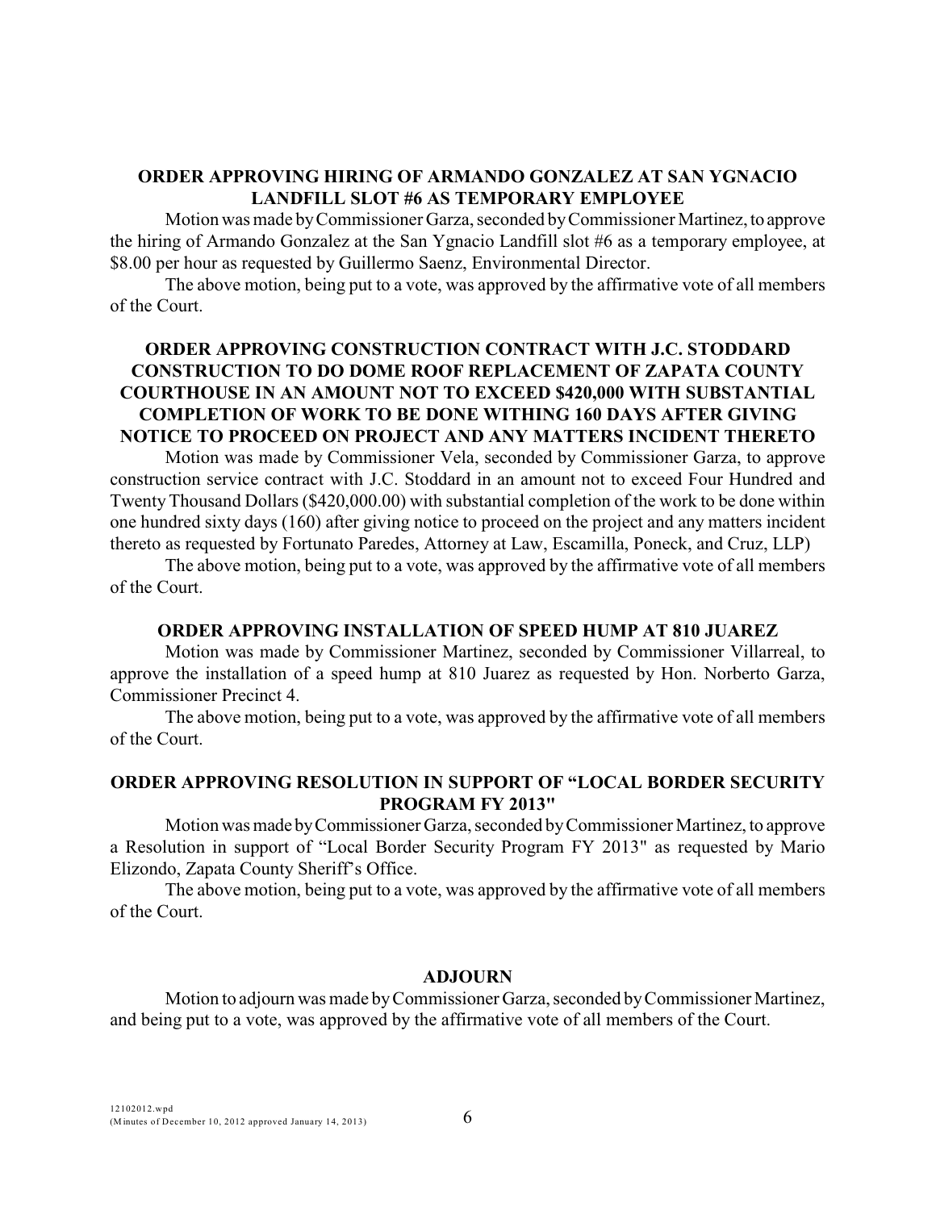### ORDER APPROVING HIRING OF ARMANDO GONZALEZ AT SAN YGNACIO LANDFILL SLOT #6 AS TEMPORARY EMPLOYEE

Motion was made by Commissioner Garza, seconded by Commissioner Martinez, to approve the hiring of Armando Gonzalez at the San Ygnacio Landfill slot #6 as a temporary employee, at $8.00 per hour as requested by Guillermo Saenz, Environmental Director.

The above motion, being put to a vote, was approved by the affirmative vote of all members of the Court.

### ORDER APPROVING CONSTRUCTION CONTRACT WITH J.C. STODDARD CONSTRUCTION TO DO DOME ROOF REPLACEMENT OF ZAPATA COUNTY COURTHOUSE IN AN AMOUNT NOT TO EXCEED $420,000 WITH SUBSTANTIAL COMPLETION OF WORK TO BE DONE WITHING 160 DAYS AFTER GIVING NOTICE TO PROCEED ON PROJECT AND ANY MATTERS INCIDENT THERETO

Motion was made by Commissioner Vela, seconded by Commissioner Garza, to approve construction service contract with J.C. Stoddard in an amount not to exceed Four Hundred and Twenty Thousand Dollars ($420,000.00) with substantial completion of the work to be done within one hundred sixty days (160) after giving notice to proceed on the project and any matters incident thereto as requested by Fortunato Paredes, Attorney at Law, Escamilla, Poneck, and Cruz, LLP)

The above motion, being put to a vote, was approved by the affirmative vote of all members of the Court.

### ORDER APPROVING INSTALLATION OF SPEED HUMP AT 810 JUAREZ

Motion was made by Commissioner Martinez, seconded by Commissioner Villarreal, to approve the installation of a speed hump at 810 Juarez as requested by Hon. Norberto Garza, Commissioner Precinct 4.

The above motion, being put to a vote, was approved by the affirmative vote of all members of the Court.

### ORDER APPROVING RESOLUTION IN SUPPORT OF "LOCAL BORDER SECURITY PROGRAM FY 2013"

Motion was made by Commissioner Garza, seconded by Commissioner Martinez, to approve a Resolution in support of "Local Border Security Program FY 2013" as requested by Mario Elizondo, Zapata County Sheriff's Office.

The above motion, being put to a vote, was approved by the affirmative vote of all members of the Court.

### ADJOURN

Motion to adjourn was made by Commissioner Garza, seconded by Commissioner Martinez, and being put to a vote, was approved by the affirmative vote of all members of the Court.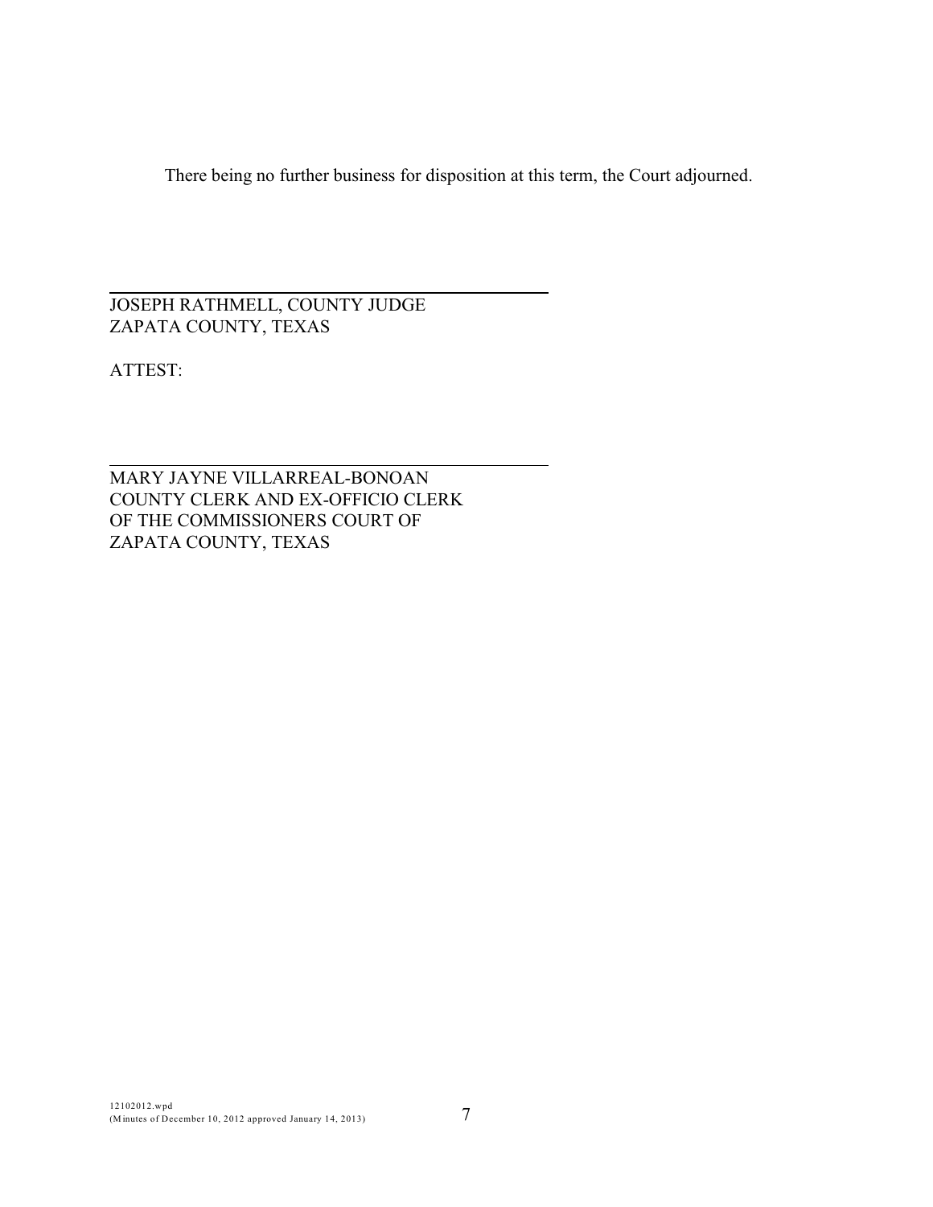There being no further business for disposition at this term, the Court adjourned.

\_\_\_\_\_\_\_\_\_\_\_\_\_\_\_\_\_\_\_\_\_\_\_\_\_\_\_\_\_\_\_\_\_\_\_\_\_\_\_\_

JOSEPH RATHMELL, COUNTY JUDGE
ZAPATA COUNTY, TEXAS

ATTEST:

\_\_\_\_\_\_\_\_\_\_\_\_\_\_\_\_\_\_\_\_\_\_\_\_\_\_\_\_\_\_\_\_\_\_\_\_\_\_\_\_

MARY JAYNE VILLARREAL-BONOAN
COUNTY CLERK AND EX-OFFICIO CLERK
OF THE COMMISSIONERS COURT OF
ZAPATA COUNTY, TEXAS

12102012.wpd
(Minutes of December 10, 2012 approved January 14, 2013)